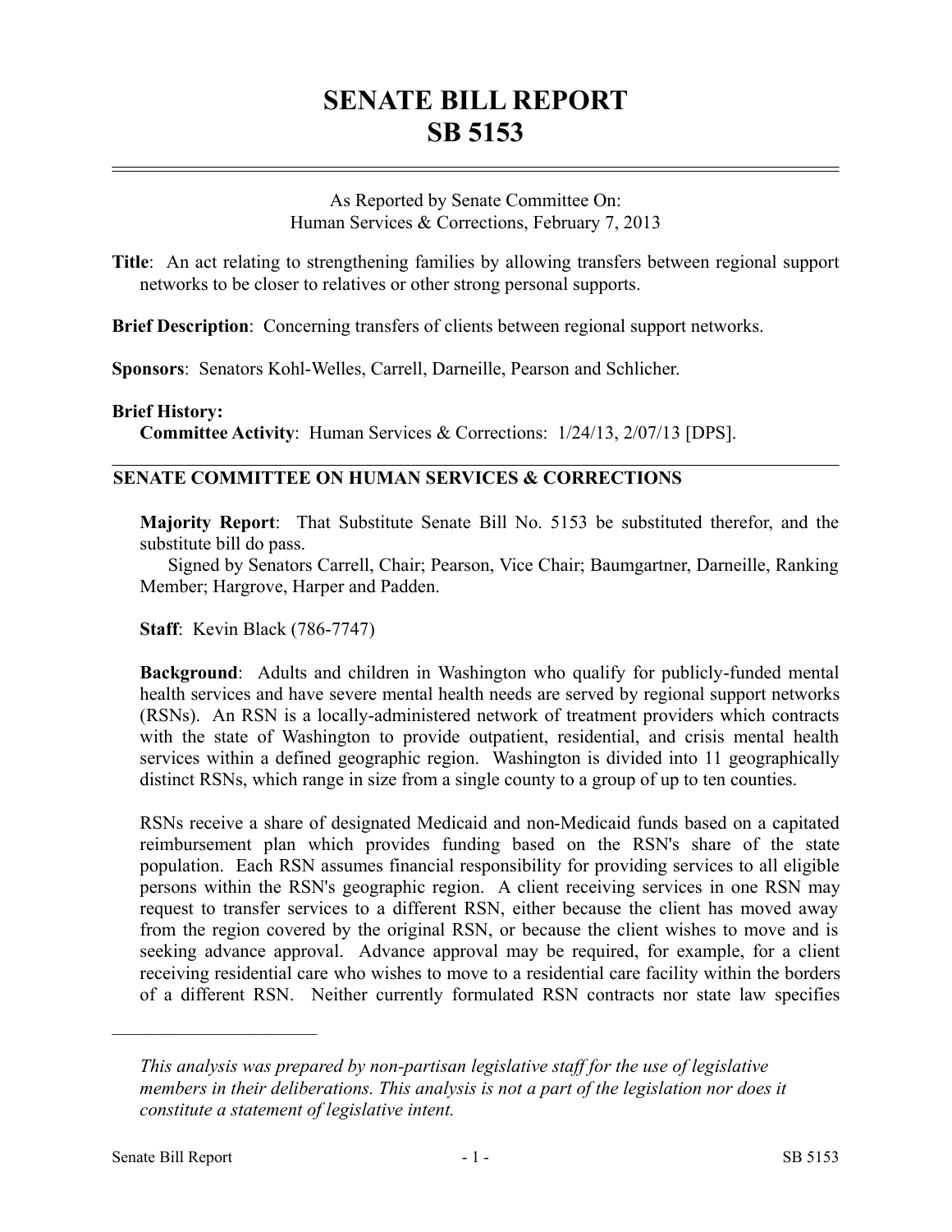# SENATE BILL REPORT
# SB 5153

As Reported by Senate Committee On:
Human Services & Corrections, February 7, 2013

**Title**: An act relating to strengthening families by allowing transfers between regional support networks to be closer to relatives or other strong personal supports.

**Brief Description**: Concerning transfers of clients between regional support networks.

**Sponsors**: Senators Kohl-Welles, Carrell, Darneille, Pearson and Schlicher.

**Brief History:**
**Committee Activity**: Human Services & Corrections: 1/24/13, 2/07/13 [DPS].

## SENATE COMMITTEE ON HUMAN SERVICES & CORRECTIONS

**Majority Report**: That Substitute Senate Bill No. 5153 be substituted therefor, and the substitute bill do pass.
Signed by Senators Carrell, Chair; Pearson, Vice Chair; Baumgartner, Darneille, Ranking Member; Hargrove, Harper and Padden.

**Staff**: Kevin Black (786-7747)

**Background**: Adults and children in Washington who qualify for publicly-funded mental health services and have severe mental health needs are served by regional support networks (RSNs). An RSN is a locally-administered network of treatment providers which contracts with the state of Washington to provide outpatient, residential, and crisis mental health services within a defined geographic region. Washington is divided into 11 geographically distinct RSNs, which range in size from a single county to a group of up to ten counties.

RSNs receive a share of designated Medicaid and non-Medicaid funds based on a capitated reimbursement plan which provides funding based on the RSN's share of the state population. Each RSN assumes financial responsibility for providing services to all eligible persons within the RSN's geographic region. A client receiving services in one RSN may request to transfer services to a different RSN, either because the client has moved away from the region covered by the original RSN, or because the client wishes to move and is seeking advance approval. Advance approval may be required, for example, for a client receiving residential care who wishes to move to a residential care facility within the borders of a different RSN. Neither currently formulated RSN contracts nor state law specifies

---

*This analysis was prepared by non-partisan legislative staff for the use of legislative members in their deliberations. This analysis is not a part of the legislation nor does it constitute a statement of legislative intent.*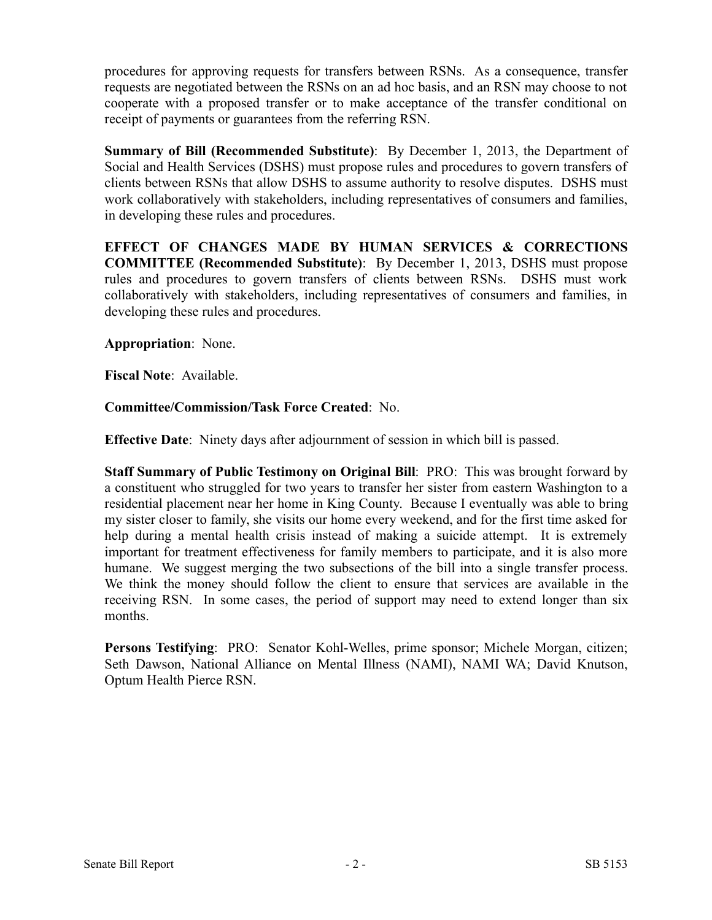procedures for approving requests for transfers between RSNs. As a consequence, transfer requests are negotiated between the RSNs on an ad hoc basis, and an RSN may choose to not cooperate with a proposed transfer or to make acceptance of the transfer conditional on receipt of payments or guarantees from the referring RSN.

**Summary of Bill (Recommended Substitute)**: By December 1, 2013, the Department of Social and Health Services (DSHS) must propose rules and procedures to govern transfers of clients between RSNs that allow DSHS to assume authority to resolve disputes. DSHS must work collaboratively with stakeholders, including representatives of consumers and families, in developing these rules and procedures.

**EFFECT OF CHANGES MADE BY HUMAN SERVICES & CORRECTIONS COMMITTEE (Recommended Substitute)**: By December 1, 2013, DSHS must propose rules and procedures to govern transfers of clients between RSNs. DSHS must work collaboratively with stakeholders, including representatives of consumers and families, in developing these rules and procedures.

**Appropriation**: None.

**Fiscal Note**: Available.

**Committee/Commission/Task Force Created**: No.

**Effective Date**: Ninety days after adjournment of session in which bill is passed.

**Staff Summary of Public Testimony on Original Bill**: PRO: This was brought forward by a constituent who struggled for two years to transfer her sister from eastern Washington to a residential placement near her home in King County. Because I eventually was able to bring my sister closer to family, she visits our home every weekend, and for the first time asked for help during a mental health crisis instead of making a suicide attempt. It is extremely important for treatment effectiveness for family members to participate, and it is also more humane. We suggest merging the two subsections of the bill into a single transfer process. We think the money should follow the client to ensure that services are available in the receiving RSN. In some cases, the period of support may need to extend longer than six months.

**Persons Testifying**: PRO: Senator Kohl-Welles, prime sponsor; Michele Morgan, citizen; Seth Dawson, National Alliance on Mental Illness (NAMI), NAMI WA; David Knutson, Optum Health Pierce RSN.